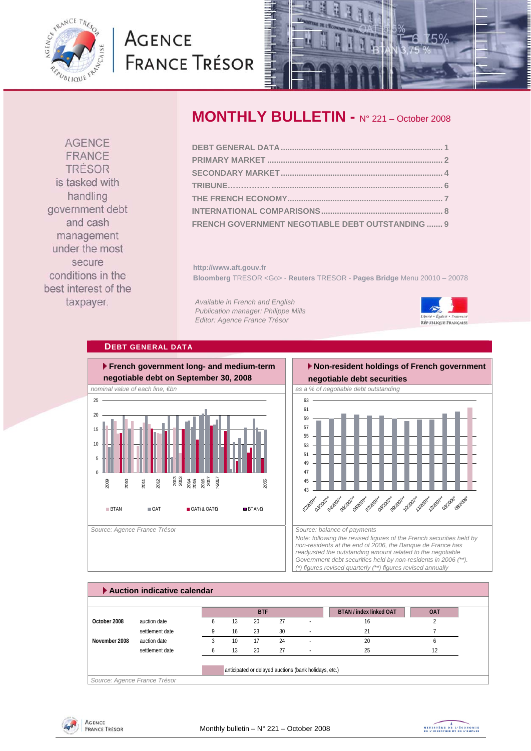# MONTHLY BULLETIN - N° 221 – October 2008

AGENCE FRANCE TRÉSOR is tasked with handling government debt and cash management under the most secure conditions in the best interest of the taxpayer.

- DEBT GENERAL DATA ........ 1
- PRIMARY MARKET ........ 2
- SECONDARY MARKET ........ 4
- TRIBUNE ........ 6
- THE FRENCH ECONOMY ........ 7
- INTERNATIONAL COMPARISONS ........ 8
- FRENCH GOVERNMENT NEGOTIABLE DEBT OUTSTANDING ........ 9

http://www.aft.gouv.fr

**Bloomberg** TRESOR <Go> - **Reuters** TRESOR - **Pages Bridge** Menu 20010 – 20078

*Available in French and English*
*Publication manager: Philippe Mills*
*Editor: Agence France Trésor*

## DEBT GENERAL DATA

### French government long- and medium-term negotiable debt on September 30, 2008

*nominal value of each line, €bn*

Legend: BTAN, OAT, OATi & OAT€i, BTAN€i

Source: Agence France Trésor

### Non-resident holdings of French government negotiable debt securities

*as a % of negotiable debt outstanding*

Source: balance of payments

Note: following the revised figures of the French securities held by non-residents at the end of 2006, the Banque de France has readjusted the outstanding amount related to the negotiable Government debt securities held by non-residents in 2006 (**).
(*) figures revised quarterly (**) figures revised annually

### Auction indicative calendar

| | | BTF | | | | | BTAN / index linked OAT | OAT |
|---|---|---|---|---|---|---|---|---|
| October 2008 | auction date | 6 | 13 | 20 | 27 | - | 16 | 2 |
| | settlement date | 9 | 16 | 23 | 30 | - | 21 | 7 |
| November 2008 | auction date | 3 | 10 | 17 | 24 | - | 20 | 6 |
| | settlement date | 6 | 13 | 20 | 27 | - | 25 | 12 |

anticipated or delayed auctions (bank holidays, etc.)

Source: Agence France Trésor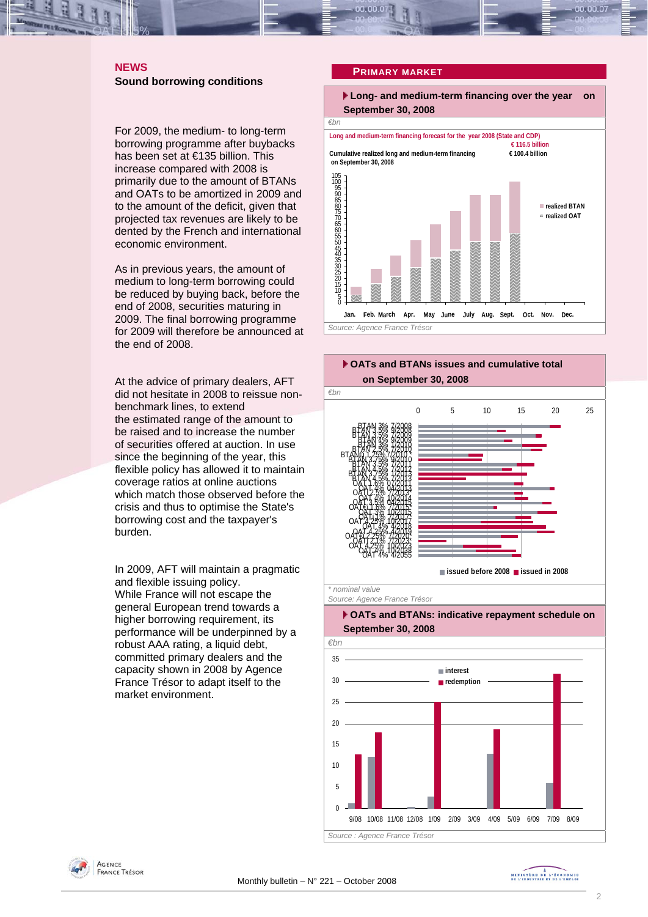## NEWS

### Sound borrowing conditions

For 2009, the medium- to long-term borrowing programme after buybacks has been set at €135 billion. This increase compared with 2008 is primarily due to the amount of BTANs and OATs to be amortized in 2009 and to the amount of the deficit, given that projected tax revenues are likely to be dented by the French and international economic environment.

As in previous years, the amount of medium to long-term borrowing could be reduced by buying back, before the end of 2008, securities maturing in 2009. The final borrowing programme for 2009 will therefore be announced at the end of 2008.

At the advice of primary dealers, AFT did not hesitate in 2008 to reissue non-benchmark lines, to extend the estimated range of the amount to be raised and to increase the number of securities offered at auction. In use since the beginning of the year, this flexible policy has allowed it to maintain coverage ratios at online auctions which match those observed before the crisis and thus to optimise the State's borrowing cost and the taxpayer's burden.

In 2009, AFT will maintain a pragmatic and flexible issuing policy.
While France will not escape the general European trend towards a higher borrowing requirement, its performance will be underpinned by a robust AAA rating, a liquid debt, committed primary dealers and the capacity shown in 2008 by Agence France Trésor to adapt itself to the market environment.

## PRIMARY MARKET

**Long- and medium-term financing over the year on September 30, 2008**

€bn

Long and medium-term financing forecast for the year 2008 (State and CDP) € 116.5 billion

Cumulative realized long and medium-term financing on September 30, 2008 € 100.4 billion

Source: Agence France Trésor

**OATs and BTANs issues and cumulative total on September 30, 2008**

€bn

\* nominal value

Source: Agence France Trésor

**OATs and BTANs: indicative repayment schedule on September 30, 2008**

€bn

Source : Agence France Trésor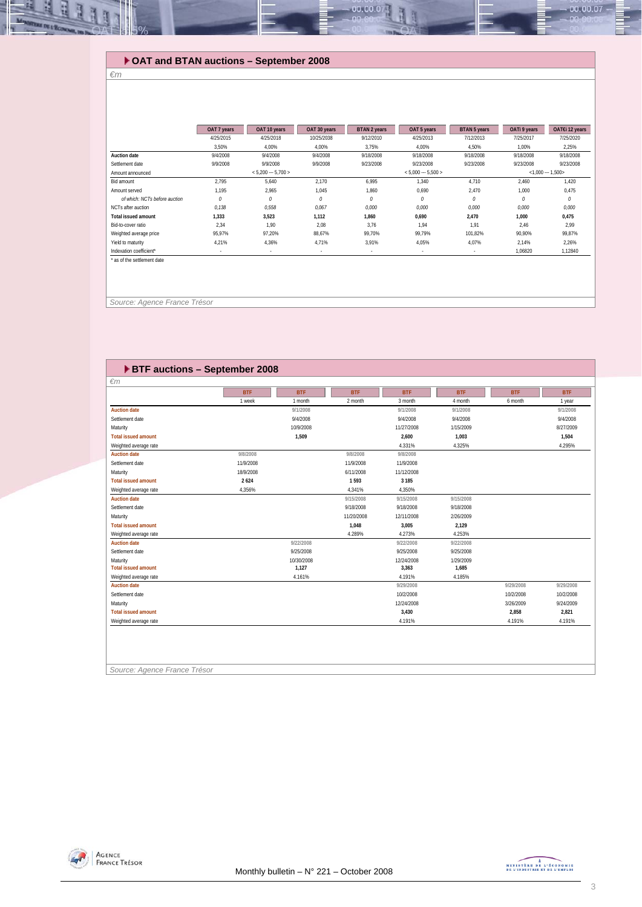## OAT and BTAN auctions – September 2008

*€m*

| | OAT 7 years | OAT 10 years | OAT 30 years | BTAN 2 years | OAT 5 years | BTAN 5 years | OATi 9 years | OAT€i 12 years |
|---|---|---|---|---|---|---|---|---|
| | 4/25/2015 | 4/25/2018 | 10/25/2038 | 9/12/2010 | 4/25/2013 | 7/12/2013 | 7/25/2017 | 7/25/2020 |
| | 3,50% | 4,00% | 4,00% | 3,75% | 4,00% | 4,50% | 1,00% | 2,25% |
| **Auction date** | 9/4/2008 | 9/4/2008 | 9/4/2008 | 9/18/2008 | 9/18/2008 | 9/18/2008 | 9/18/2008 | 9/18/2008 |
| Settlement date | 9/9/2008 | 9/9/2008 | 9/9/2008 | 9/23/2008 | 9/23/2008 | 9/23/2008 | 9/23/2008 | 9/23/2008 |
| Amount announced | | < 5,200 --- 5,700 > | | | < 5,000 --- 5,500 > | | <1,000 --- 1,500> | |
| Bid amount | 2,795 | 5,640 | 2,170 | 6,995 | 1,340 | 4,710 | 2,460 | 1,420 |
| Amount served | 1,195 | 2,965 | 1,045 | 1,860 | 0,690 | 2,470 | 1,000 | 0,475 |
| *of which: NCTs before auction* | *0* | *0* | *0* | *0* | *0* | *0* | *0* | *0* |
| NCTs after auction | *0,138* | *0,558* | *0,067* | *0,000* | *0,000* | *0,000* | *0,000* | *0,000* |
| **Total issued amount** | **1,333** | **3,523** | **1,112** | **1,860** | **0,690** | **2,470** | **1,000** | **0,475** |
| Bid-to-cover ratio | 2,34 | 1,90 | 2,08 | 3,76 | 1,94 | 1,91 | 2,46 | 2,99 |
| Weighted average price | 95,97% | 97,20% | 88,67% | 99,70% | 99,79% | 101,82% | 90,90% | 99,87% |
| Yield to maturity | 4,21% | 4,36% | 4,71% | 3,91% | 4,05% | 4,07% | 2,14% | 2,26% |
| Indexation coefficient* | - | - | - | - | - | - | 1,06820 | 1,12840 |

\* as of the settlement date

*Source: Agence France Trésor*

## BTF auctions – September 2008

*€m*

| | BTF | BTF | BTF | BTF | BTF | BTF | BTF |
|---|---|---|---|---|---|---|---|
| | 1 week | 1 month | 2 month | 3 month | 4 month | 6 month | 1 year |
| **Auction date** | | 9/1/2008 | | 9/1/2008 | 9/1/2008 | | 9/1/2008 |
| Settlement date | | 9/4/2008 | | 9/4/2008 | 9/4/2008 | | 9/4/2008 |
| Maturity | | 10/9/2008 | | 11/27/2008 | 1/15/2009 | | 8/27/2009 |
| **Total issued amount** | | **1,509** | | **2,600** | **1,003** | | **1,504** |
| Weighted average rate | | | | 4.331% | 4.325% | | 4.295% |
| **Auction date** | 9/8/2008 | | 9/8/2008 | 9/8/2008 | | | |
| Settlement date | 11/9/2008 | | 11/9/2008 | 11/9/2008 | | | |
| Maturity | 18/9/2008 | | 6/11/2008 | 11/12/2008 | | | |
| **Total issued amount** | **2 624** | | **1 593** | **3 185** | | | |
| Weighted average rate | 4,356% | | 4,341% | 4,350% | | | |
| **Auction date** | | | 9/15/2008 | 9/15/2008 | 9/15/2008 | | |
| Settlement date | | | 9/18/2008 | 9/18/2008 | 9/18/2008 | | |
| Maturity | | | 11/20/2008 | 12/11/2008 | 2/26/2009 | | |
| **Total issued amount** | | | **1,048** | **3,005** | **2,129** | | |
| Weighted average rate | | | 4.289% | 4.273% | 4.253% | | |
| **Auction date** | | 9/22/2008 | | 9/22/2008 | 9/22/2008 | | |
| Settlement date | | 9/25/2008 | | 9/25/2008 | 9/25/2008 | | |
| Maturity | | 10/30/2008 | | 12/24/2008 | 1/29/2009 | | |
| **Total issued amount** | | **1,127** | | **3,363** | **1,685** | | |
| Weighted average rate | | 4.161% | | 4.191% | 4.185% | | |
| **Auction date** | | | | 9/29/2008 | | 9/29/2008 | 9/29/2008 |
| Settlement date | | | | 10/2/2008 | | 10/2/2008 | 10/2/2008 |
| Maturity | | | | 12/24/2008 | | 3/26/2009 | 9/24/2009 |
| **Total issued amount** | | | | **3,430** | | **2,858** | **2,821** |
| Weighted average rate | | | | 4.191% | | 4.191% | 4.191% |

*Source: Agence France Trésor*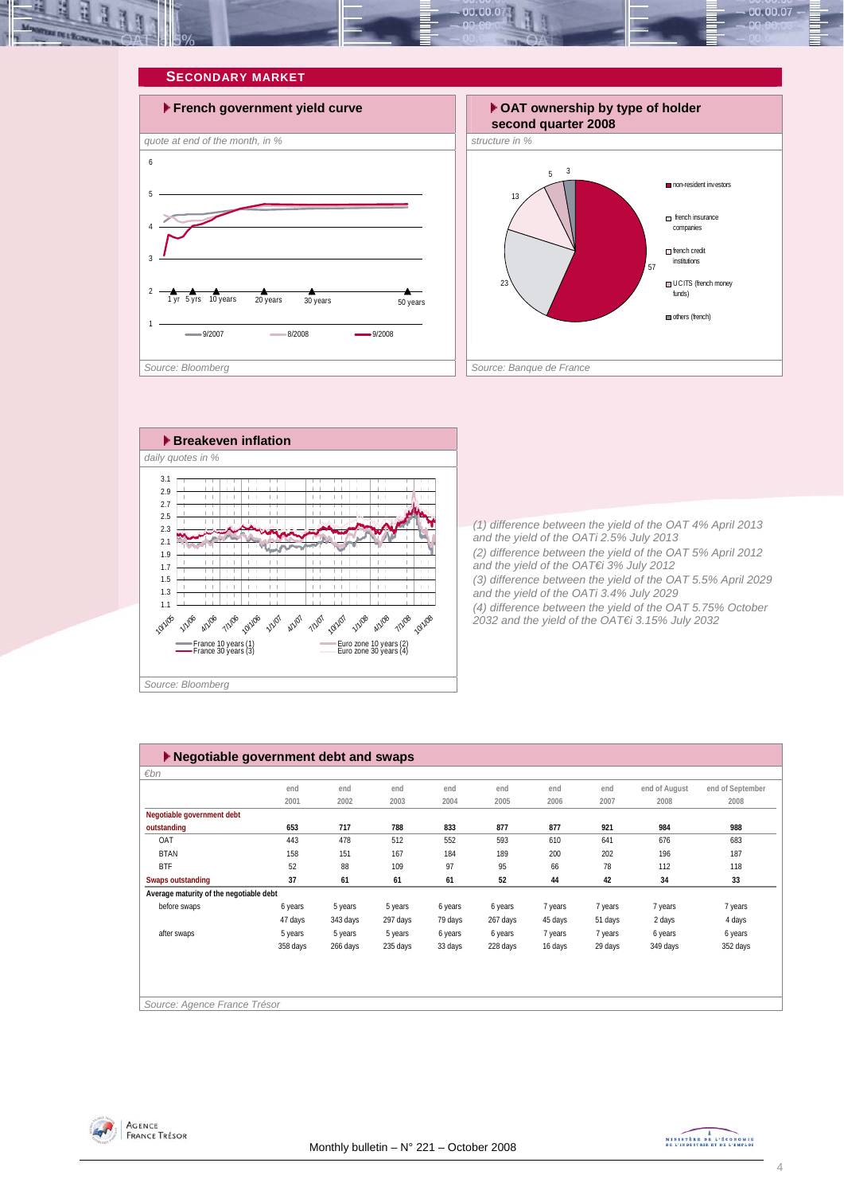## SECONDARY MARKET

### French government yield curve

*quote at end of the month, in %*

Source: Bloomberg

### OAT ownership by type of holder second quarter 2008

*structure in %*

Source: Banque de France

### Breakeven inflation

*daily quotes in %*

Source: Bloomberg

*(1) difference between the yield of the OAT 4% April 2013 and the yield of the OATi 2.5% July 2013*
*(2) difference between the yield of the OAT 5% April 2012 and the yield of the OAT€i 3% July 2012*
*(3) difference between the yield of the OAT 5.5% April 2029 and the yield of the OATi 3.4% July 2029*
*(4) difference between the yield of the OAT 5.75% October 2032 and the yield of the OAT€i 3.15% July 2032*

### Negotiable government debt and swaps

*€bn*

| | end 2001 | end 2002 | end 2003 | end 2004 | end 2005 | end 2006 | end 2007 | end of August 2008 | end of September 2008 |
|---|---|---|---|---|---|---|---|---|---|
| **Negotiable government debt outstanding** | **653** | **717** | **788** | **833** | **877** | **877** | **921** | **984** | **988** |
| OAT | 443 | 478 | 512 | 552 | 593 | 610 | 641 | 676 | 683 |
| BTAN | 158 | 151 | 167 | 184 | 189 | 200 | 202 | 196 | 187 |
| BTF | 52 | 88 | 109 | 97 | 95 | 66 | 78 | 112 | 118 |
| **Swaps outstanding** | **37** | **61** | **61** | **61** | **52** | **44** | **42** | **34** | **33** |
| **Average maturity of the negotiable debt** | | | | | | | | | |
| before swaps | 6 years 47 days | 5 years 343 days | 5 years 297 days | 6 years 79 days | 6 years 267 days | 7 years 45 days | 7 years 51 days | 7 years 2 days | 7 years 4 days |
| after swaps | 5 years 358 days | 5 years 266 days | 5 years 235 days | 6 years 33 days | 6 years 228 days | 7 years 16 days | 7 years 29 days | 6 years 349 days | 6 years 352 days |

Source: Agence France Trésor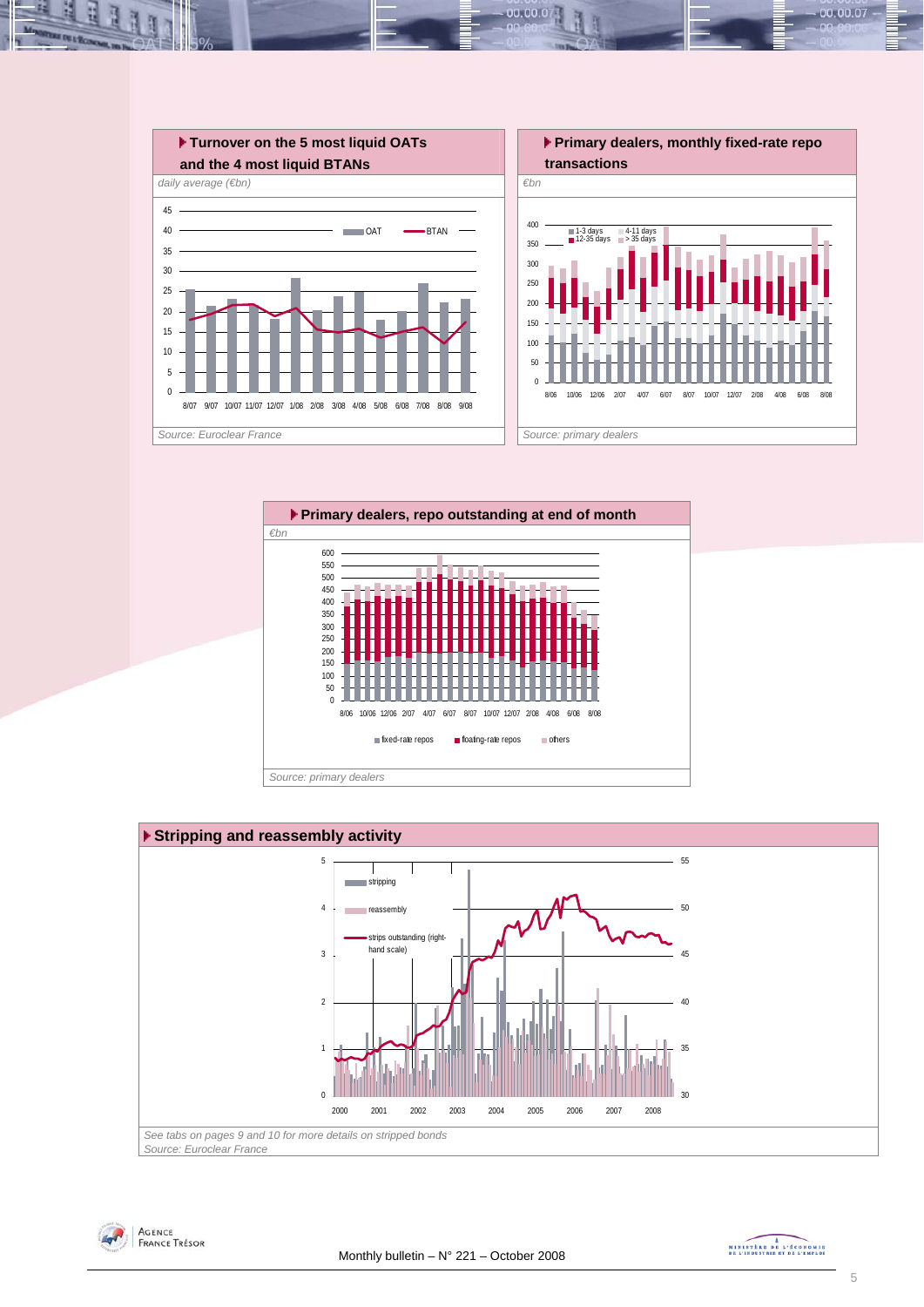### Turnover on the 5 most liquid OATs and the 4 most liquid BTANs

*daily average (€bn)*

Source: Euroclear France

### Primary dealers, monthly fixed-rate repo transactions

*€bn*

Source: primary dealers

### Primary dealers, repo outstanding at end of month

*€bn*

Source: primary dealers

### Stripping and reassembly activity

*See tabs on pages 9 and 10 for more details on stripped bonds*

*Source: Euroclear France*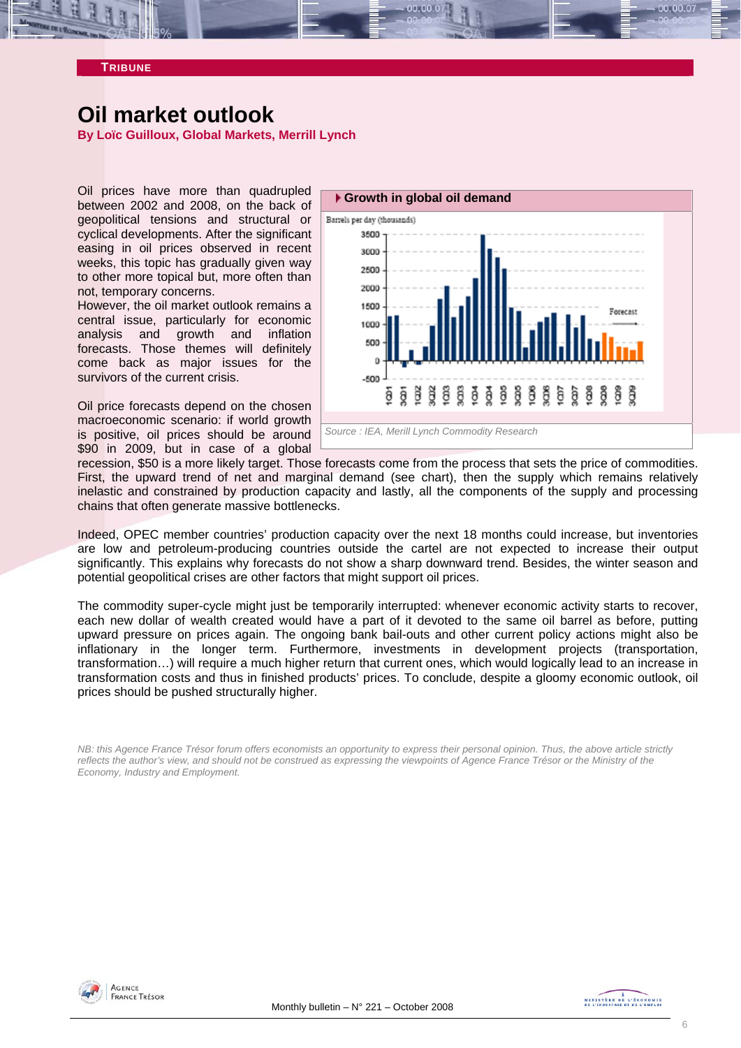**TRIBUNE**

# Oil market outlook

**By Loïc Guilloux, Global Markets, Merrill Lynch**

Oil prices have more than quadrupled between 2002 and 2008, on the back of geopolitical tensions and structural or cyclical developments. After the significant easing in oil prices observed in recent weeks, this topic has gradually given way to other more topical but, more often than not, temporary concerns.

However, the oil market outlook remains a central issue, particularly for economic analysis and growth and inflation forecasts. Those themes will definitely come back as major issues for the survivors of the current crisis.

Oil price forecasts depend on the chosen macroeconomic scenario: if world growth is positive, oil prices should be around $90 in 2009, but in case of a global recession, $50 is a more likely target. Those forecasts come from the process that sets the price of commodities. First, the upward trend of net and marginal demand (see chart), then the supply which remains relatively inelastic and constrained by production capacity and lastly, all the components of the supply and processing chains that often generate massive bottlenecks.

**Growth in global oil demand**

Source : IEA, Merill Lynch Commodity Research

Indeed, OPEC member countries' production capacity over the next 18 months could increase, but inventories are low and petroleum-producing countries outside the cartel are not expected to increase their output significantly. This explains why forecasts do not show a sharp downward trend. Besides, the winter season and potential geopolitical crises are other factors that might support oil prices.

The commodity super-cycle might just be temporarily interrupted: whenever economic activity starts to recover, each new dollar of wealth created would have a part of it devoted to the same oil barrel as before, putting upward pressure on prices again. The ongoing bank bail-outs and other current policy actions might also be inflationary in the longer term. Furthermore, investments in development projects (transportation, transformation…) will require a much higher return that current ones, which would logically lead to an increase in transformation costs and thus in finished products' prices. To conclude, despite a gloomy economic outlook, oil prices should be pushed structurally higher.

*NB: this Agence France Trésor forum offers economists an opportunity to express their personal opinion. Thus, the above article strictly reflects the author's view, and should not be construed as expressing the viewpoints of Agence France Trésor or the Ministry of the Economy, Industry and Employment.*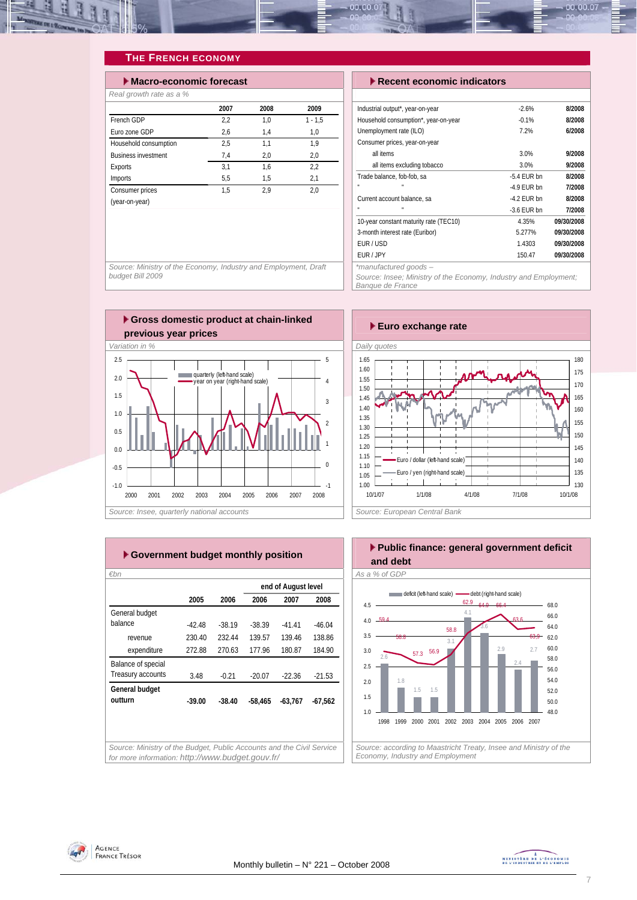## The French Economy

### Macro-economic forecast

*Real growth rate as a %*

| | 2007 | 2008 | 2009 |
|---|---|---|---|
| French GDP | 2,2 | 1,0 | 1 - 1,5 |
| Euro zone GDP | 2,6 | 1,4 | 1,0 |
| Household consumption | 2,5 | 1,1 | 1,9 |
| Business investment | 7,4 | 2,0 | 2,0 |
| Exports | 3,1 | 1,6 | 2,2 |
| Imports | 5,5 | 1,5 | 2,1 |
| Consumer prices (year-on-year) | 1,5 | 2,9 | 2,0 |

*Source: Ministry of the Economy, Industry and Employment, Draft budget Bill 2009*

### Recent economic indicators

| | | |
|---|---|---|
| Industrial output*, year-on-year | -2.6% | **8/2008** |
| Household consumption*, year-on-year | -0.1% | **8/2008** |
| Unemployment rate (ILO) | 7.2% | **6/2008** |
| Consumer prices, year-on-year | | |
| all items | 3.0% | **9/2008** |
| all items excluding tobacco | 3.0% | **9/2008** |
| Trade balance, fob-fob, sa | -5.4 EUR bn | **8/2008** |
| " " | -4.9 EUR bn | **7/2008** |
| Current account balance, sa | -4.2 EUR bn | **8/2008** |
| " " | -3.6 EUR bn | **7/2008** |
| 10-year constant maturity rate (TEC10) | 4.35% | **09/30/2008** |
| 3-month interest rate (Euribor) | 5.277% | **09/30/2008** |
| EUR / USD | 1.4303 | **09/30/2008** |
| EUR / JPY | 150.47 | **09/30/2008** |

*manufactured goods –

*Source: Insee; Ministry of the Economy, Industry and Employment; Banque de France*

### Gross domestic product at chain-linked previous year prices

*Variation in %*

*Source: Insee, quarterly national accounts*

### Euro exchange rate

*Daily quotes*

*Source: European Central Bank*

### Government budget monthly position

*€bn*

| | | | end of August level | | |
|---|---|---|---|---|---|
| | 2005 | 2006 | 2006 | 2007 | 2008 |
| General budget balance | -42.48 | -38.19 | -38.39 | -41.41 | -46.04 |
| revenue | 230.40 | 232.44 | 139.57 | 139.46 | 138.86 |
| expenditure | 272.88 | 270.63 | 177.96 | 180.87 | 184.90 |
| Balance of special Treasury accounts | 3.48 | -0.21 | -20.07 | -22.36 | -21.53 |
| **General budget outturn** | **-39.00** | **-38.40** | **-58,465** | **-63,767** | **-67,562** |

*Source: Ministry of the Budget, Public Accounts and the Civil Service for more information: http://www.budget.gouv.fr/*

### Public finance: general government deficit and debt

*As a % of GDP*

*Source: according to Maastricht Treaty, Insee and Ministry of the Economy, Industry and Employment*

Monthly bulletin – N° 221 – October 2008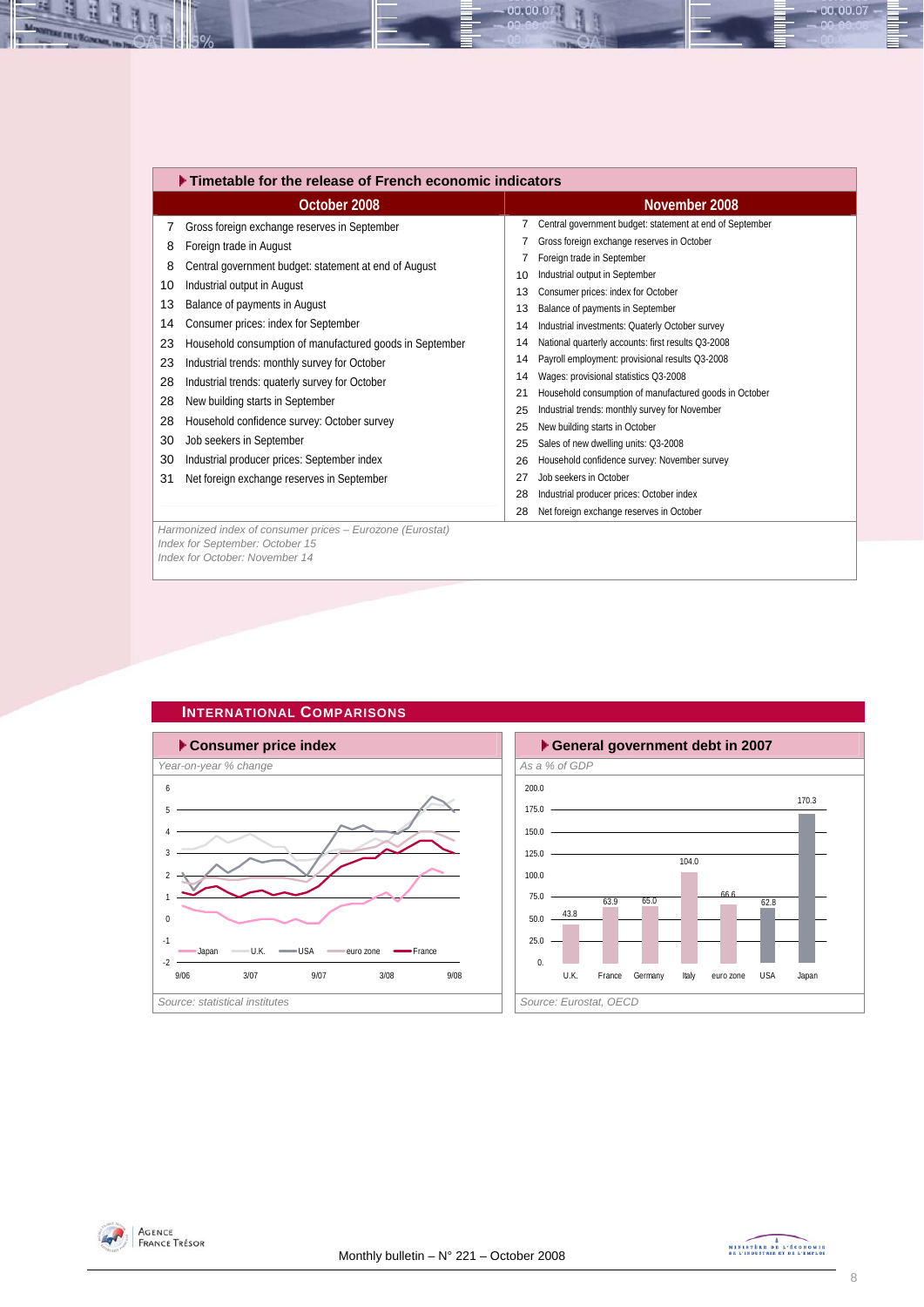## Timetable for the release of French economic indicators

| October 2008 | | November 2008 | |
|---|---|---|---|
| 7 | Gross foreign exchange reserves in September | 7 | Central government budget: statement at end of September |
| 8 | Foreign trade in August | 7 | Gross foreign exchange reserves in October |
| 8 | Central government budget: statement at end of August | 7 | Foreign trade in September |
| 10 | Industrial output in August | 10 | Industrial output in September |
| 13 | Balance of payments in August | 13 | Consumer prices: index for October |
| 14 | Consumer prices: index for September | 13 | Balance of payments in September |
| 23 | Household consumption of manufactured goods in September | 14 | Industrial investments: Quaterly October survey |
| 23 | Industrial trends: monthly survey for October | 14 | National quarterly accounts: first results Q3-2008 |
| 28 | Industrial trends: quaterly survey for October | 14 | Payroll employment: provisional results Q3-2008 |
| 28 | New building starts in September | 14 | Wages: provisional statistics Q3-2008 |
| 28 | Household confidence survey: October survey | 21 | Household consumption of manufactured goods in October |
| 30 | Job seekers in September | 25 | Industrial trends: monthly survey for November |
| 30 | Industrial producer prices: September index | 25 | New building starts in October |
| 31 | Net foreign exchange reserves in September | 25 | Sales of new dwelling units: Q3-2008 |
| | | 26 | Household confidence survey: November survey |
| | | 27 | Job seekers in October |
| | | 28 | Industrial producer prices: October index |
| | | 28 | Net foreign exchange reserves in October |

*Harmonized index of consumer prices – Eurozone (Eurostat)*
*Index for September: October 15*
*Index for October: November 14*

## International Comparisons

### Consumer price index

*Year-on-year % change*

*Source: statistical institutes*

### General government debt in 2007

*As a % of GDP*

| U.K. | France | Germany | Italy | euro zone | USA | Japan |
|---|---|---|---|---|---|---|
| 43.8 | 63.9 | 65.0 | 104.0 | 66.6 | 62.8 | 170.3 |

*Source: Eurostat, OECD*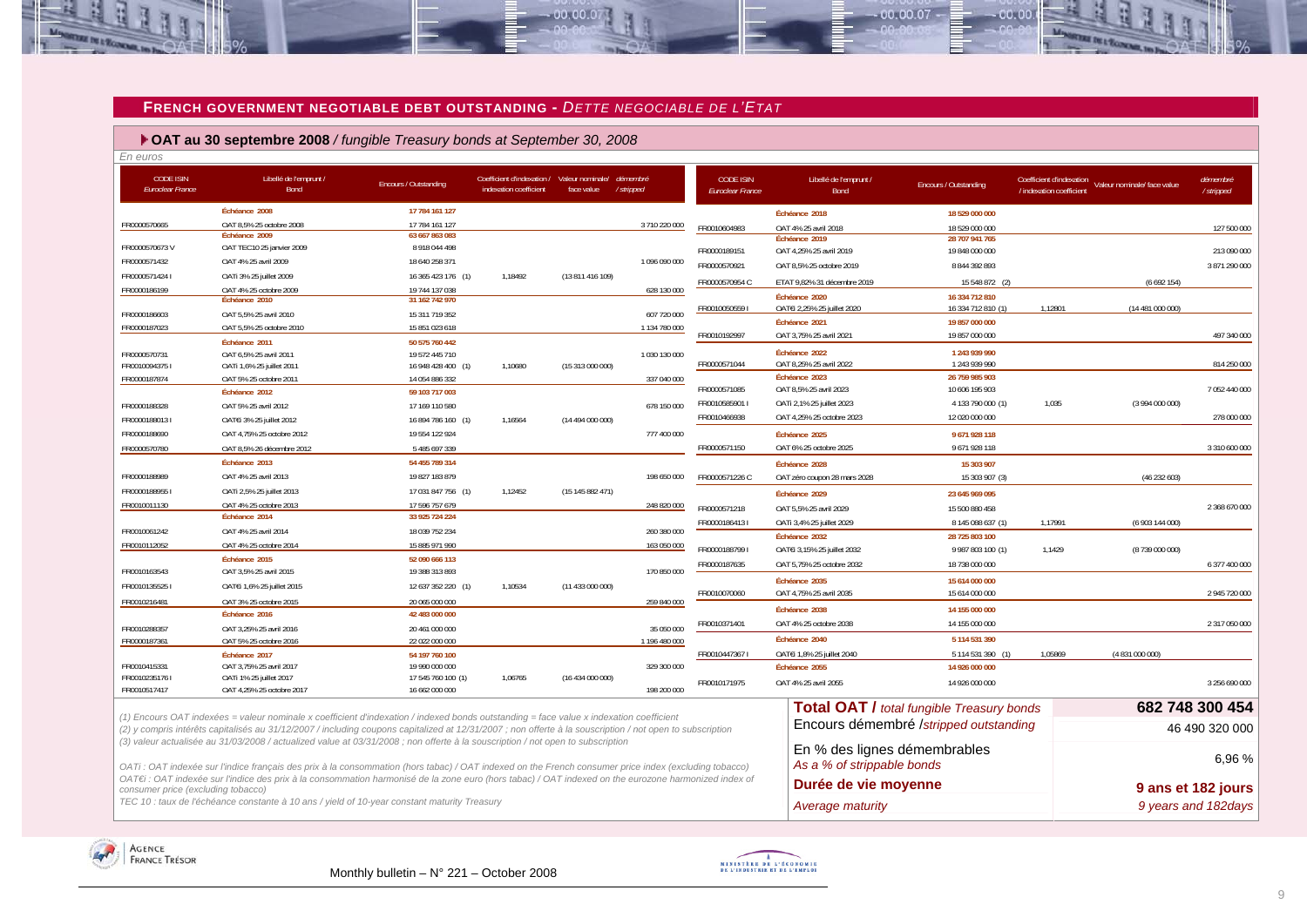## FRENCH GOVERNMENT NEGOTIABLE DEBT OUTSTANDING - *DETTE NEGOCIABLE DE L'ETAT*

### OAT au 30 septembre 2008 / *fungible Treasury bonds at September 30, 2008*

*En euros*

| CODE ISIN *Euroclear France* | Libellé de l'emprunt / Bond | Encours / Outstanding | Coefficient d'indexation / indexation coefficient | Valeur nominale/ face value | démembré / *stripped* |
|---|---|---|---|---|---|
| | **Échéance 2008** | **17 784 161 127** | | | |
| FR0000570665 | OAT 8,5% 25 octobre 2008 | 17 784 161 127 | | | 3 710 220 000 |
| | **Échéance 2009** | **63 667 863 083** | | | |
| FR0000570673 V | OAT TEC10 25 janvier 2009 | 8 918 044 498 | | | |
| FR0000571432 | OAT 4% 25 avril 2009 | 18 640 258 371 | | | 1 096 090 000 |
| FR0000571424 I | OATi 3% 25 juillet 2009 | 16 365 423 176 (1) | 1,18492 | (13 811 416 109) | |
| FR0000186199 | OAT 4% 25 octobre 2009 | 19 744 137 038 | | | 628 130 000 |
| | **Échéance 2010** | **31 162 742 970** | | | |
| FR0000186603 | OAT 5,5% 25 avril 2010 | 15 311 719 352 | | | 607 720 000 |
| FR0000187023 | OAT 5,5% 25 octobre 2010 | 15 851 023 618 | | | 1 134 780 000 |
| | **Échéance 2011** | **50 575 760 442** | | | |
| FR0000570731 | OAT 6,5% 25 avril 2011 | 19 572 445 710 | | | 1 030 130 000 |
| FR0010094375 I | OATi 1,6% 25 juillet 2011 | 16 948 428 400 (1) | 1,10680 | (15 313 000 000) | |
| FR0000187874 | OAT 5% 25 octobre 2011 | 14 054 886 332 | | | 337 040 000 |
| | **Échéance 2012** | **59 103 717 003** | | | |
| FR0000188328 | OAT 5% 25 avril 2012 | 17 169 110 580 | | | 678 150 000 |
| FR0000188013 I | OAT€i 3% 25 juillet 2012 | 16 894 786 160 (1) | 1,16564 | (14 494 000 000) | |
| FR0000188690 | OAT 4,75% 25 octobre 2012 | 19 554 122 924 | | | 777 400 000 |
| FR0000570780 | OAT 8,5% 26 décembre 2012 | 5 485 697 339 | | | |
| | **Échéance 2013** | **54 455 789 314** | | | |
| FR0000188989 | OAT 4% 25 avril 2013 | 19 827 183 879 | | | 198 650 000 |
| FR0000188955 I | OATi 2,5% 25 juillet 2013 | 17 031 847 756 (1) | 1,12452 | (15 145 882 471) | |
| FR0010011130 | OAT 4% 25 octobre 2013 | 17 596 757 679 | | | 248 820 000 |
| | **Échéance 2014** | **33 925 724 224** | | | |
| FR0010061242 | OAT 4% 25 avril 2014 | 18 039 752 234 | | | 260 380 000 |
| FR0010112052 | OAT 4% 25 octobre 2014 | 15 885 971 990 | | | 163 050 000 |
| | **Échéance 2015** | **52 090 666 113** | | | |
| FR0010163543 | OAT 3,5% 25 avril 2015 | 19 388 313 893 | | | 170 850 000 |
| FR0010135525 I | OAT€i 1,6% 25 juillet 2015 | 12 637 352 220 (1) | 1,10534 | (11 433 000 000) | |
| FR0010216481 | OAT 3% 25 octobre 2015 | 20 065 000 000 | | | 259 840 000 |
| | **Échéance 2016** | **42 483 000 000** | | | |
| FR0010288357 | OAT 3,25% 25 avril 2016 | 20 461 000 000 | | | 35 050 000 |
| FR0000187361 | OAT 5% 25 octobre 2016 | 22 022 000 000 | | | 1 196 480 000 |
| | **Échéance 2017** | **54 197 760 100** | | | |
| FR0010415331 | OAT 3,75% 25 avril 2017 | 19 990 000 000 | | | 329 300 000 |
| FR0010235176 I | OATi 1% 25 juillet 2017 | 17 545 760 100 (1) | 1,06765 | (16 434 000 000) | |
| FR0010517417 | OAT 4,25% 25 octobre 2017 | 16 662 000 000 | | | 198 200 000 |
| | **Échéance 2018** | **18 529 000 000** | | | |
| FR0010604983 | OAT 4% 25 avril 2018 | 18 529 000 000 | | | 127 500 000 |
| | **Échéance 2019** | **28 707 941 765** | | | |
| FR0000189151 | OAT 4,25% 25 avril 2019 | 19 848 000 000 | | | 213 090 000 |
| FR0000570921 | OAT 8,5% 25 octobre 2019 | 8 844 392 893 | | | 3 871 290 000 |
| FR0000570954 C | ETAT 9,82% 31 décembre 2019 | 15 548 872 (2) | | (6 692 154) | |
| | **Échéance 2020** | **16 334 712 810** | | | |
| FR0010050559 I | OAT€i 2,25% 25 juillet 2020 | 16 334 712 810 (1) | 1,12801 | (14 481 000 000) | |
| | **Échéance 2021** | **19 857 000 000** | | | |
| FR0010192997 | OAT 3,75% 25 avril 2021 | 19 857 000 000 | | | 497 340 000 |
| | **Échéance 2022** | **1 243 939 990** | | | |
| FR0000571044 | OAT 8,25% 25 avril 2022 | 1 243 939 990 | | | 814 250 000 |
| | **Échéance 2023** | **26 759 985 903** | | | |
| FR0000571085 | OAT 8,5% 25 avril 2023 | 10 606 195 903 | | | 7 052 440 000 |
| FR0010585901 I | OATi 2,1% 25 juillet 2023 | 4 133 790 000 (1) | 1,035 | (3 994 000 000) | |
| FR0010466938 | OAT 4,25% 25 octobre 2023 | 12 020 000 000 | | | 278 000 000 |
| | **Échéance 2025** | **9 671 928 118** | | | |
| FR0000571150 | OAT 6% 25 octobre 2025 | 9 671 928 118 | | | 3 310 600 000 |
| | **Échéance 2028** | **15 303 907** | | | |
| FR0000571226 C | OAT zéro coupon 28 mars 2028 | 15 303 907 (3) | | (46 232 603) | |
| | **Échéance 2029** | **23 645 969 095** | | | |
| FR0000571218 | OAT 5,5% 25 avril 2029 | 15 500 880 458 | | | 2 368 670 000 |
| FR0000186413 I | OATi 3,4% 25 juillet 2029 | 8 145 088 637 (1) | 1,17991 | (6 903 144 000) | |
| | **Échéance 2032** | **28 725 803 100** | | | |
| FR0000188799 I | OAT€i 3,15% 25 juillet 2032 | 9 987 803 100 (1) | 1,1429 | (8 739 000 000) | |
| FR0000187635 | OAT 5,75% 25 octobre 2032 | 18 738 000 000 | | | 6 377 400 000 |
| | **Échéance 2035** | **15 614 000 000** | | | |
| FR0010070060 | OAT 4,75% 25 avril 2035 | 15 614 000 000 | | | 2 945 720 000 |
| | **Échéance 2038** | **14 155 000 000** | | | |
| FR0010371401 | OAT 4% 25 octobre 2038 | 14 155 000 000 | | | 2 317 050 000 |
| | **Échéance 2040** | **5 114 531 390** | | | |
| FR0010447367 I | OAT€i 1,8% 25 juillet 2040 | 5 114 531 390 (1) | 1,05869 | (4 831 000 000) | |
| | **Échéance 2055** | **14 926 000 000** | | | |
| FR0010171975 | OAT 4% 25 avril 2055 | 14 926 000 000 | | | 3 256 690 000 |

| | |
|---|---|
| **Total OAT /** *total fungible Treasury bonds* | **682 748 300 454** |
| Encours démembré /*stripped outstanding* | 46 490 320 000 |
| En % des lignes démembrables *As a % of strippable bonds* | 6,96 % |
| **Durée de vie moyenne** *Average maturity* | **9 ans et 182 jours** *9 years and 182days* |

*(1) Encours OAT indexées = valeur nominale x coefficient d'indexation / indexed bonds outstanding = face value x indexation coefficient*
*(2) y compris intérêts capitalisés au 31/12/2007 / including coupons capitalized at 12/31/2007 ; non offerte à la souscription / not open to subscription*
*(3) valeur actualisée au 31/03/2008 / actualized value at 03/31/2008 ; non offerte à la souscription / not open to subscription*

*OATi : OAT indexée sur l'indice français des prix à la consommation (hors tabac) / OAT indexed on the French consumer price index (excluding tobacco)*
*OAT€i : OAT indexée sur l'indice des prix à la consommation harmonisé de la zone euro (hors tabac) / OAT indexed on the eurozone harmonized index of consumer price (excluding tobacco)*
*TEC 10 : taux de l'échéance constante à 10 ans / yield of 10-year constant maturity Treasury*

Monthly bulletin – N° 221 – October 2008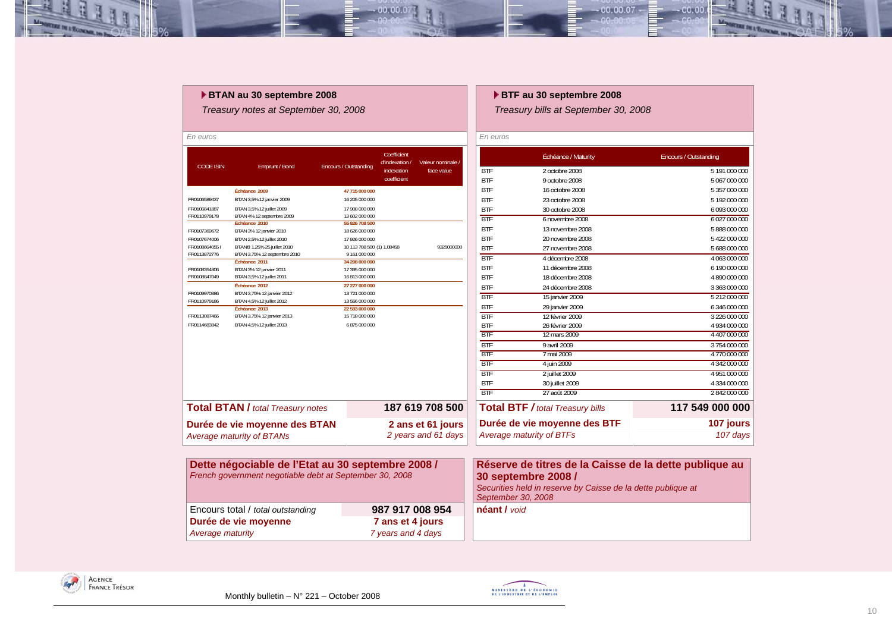## BTAN au 30 septembre 2008

*Treasury notes at September 30, 2008*

*En euros*

| CODE ISIN | Emprunt / Bond | Encours / Outstanding | Coefficient d'indexation / indexation coefficient | Valeur nominale / face value |
|---|---|---|---|---|
| | **Échéance 2009** | **47 715 000 000** | | |
| FR0105589437 | BTAN 3,5% 12 janvier 2009 | 16 205 000 000 | | |
| FR0106841887 | BTAN 3,5% 12 juillet 2009 | 17 908 000 000 | | |
| FR0110979178 | BTAN 4% 12 septembre 2009 | 13 602 000 000 | | |
| | **Échéance 2010** | **55 826 708 500** | | |
| FR0107369672 | BTAN 3% 12 janvier 2010 | 18 626 000 000 | | |
| FR0107674006 | BTAN 2,5% 12 juillet 2010 | 17 926 000 000 | | |
| FR0108664055 I | BTAN€i 1,25% 25 juillet 2010 | 10 113 708 500 (1) | 1,08458 | 9325000000 |
| FR0113872776 | BTAN 3,75% 12 septembre 2010 | 9 161 000 000 | | |
| | **Échéance 2011** | **34 208 000 000** | | |
| FR0108354806 | BTAN 3% 12 janvier 2011 | 17 395 000 000 | | |
| FR0108847049 | BTAN 3,5% 12 juillet 2011 | 16 813 000 000 | | |
| | **Échéance 2012** | **27 277 000 000** | | |
| FR0109970386 | BTAN 3,75% 12 janvier 2012 | 13 721 000 000 | | |
| FR0110979186 | BTAN 4,5% 12 juillet 2012 | 13 556 000 000 | | |
| | **Échéance 2013** | **22 593 000 000** | | |
| FR0113087466 | BTAN 3,75% 12 janvier 2013 | 15 718 000 000 | | |
| FR0114683842 | BTAN 4,5% 12 juillet 2013 | 6 875 000 000 | | |

**Total BTAN /** *total Treasury notes* — **187 619 708 500**

**Durée de vie moyenne des BTAN** — **2 ans et 61 jours**
*Average maturity of BTANs* — *2 years and 61 days*

## BTF au 30 septembre 2008

*Treasury bills at September 30, 2008*

*En euros*

| | Échéance / Maturity | Encours / Outstanding |
|---|---|---|
| BTF | 2 octobre 2008 | 5 191 000 000 |
| BTF | 9 octobre 2008 | 5 067 000 000 |
| BTF | 16 octobre 2008 | 5 357 000 000 |
| BTF | 23 octobre 2008 | 5 192 000 000 |
| BTF | 30 octobre 2008 | 6 093 000 000 |
| BTF | 6 novembre 2008 | 6 027 000 000 |
| BTF | 13 novembre 2008 | 5 888 000 000 |
| BTF | 20 novembre 2008 | 5 422 000 000 |
| BTF | 27 novembre 2008 | 5 688 000 000 |
| BTF | 4 décembre 2008 | 4 063 000 000 |
| BTF | 11 décembre 2008 | 6 190 000 000 |
| BTF | 18 décembre 2008 | 4 890 000 000 |
| BTF | 24 décembre 2008 | 3 363 000 000 |
| BTF | 15 janvier 2009 | 5 212 000 000 |
| BTF | 29 janvier 2009 | 6 346 000 000 |
| BTF | 12 février 2009 | 3 226 000 000 |
| BTF | 26 février 2009 | 4 934 000 000 |
| BTF | 12 mars 2009 | 4 407 000 000 |
| BTF | 9 avril 2009 | 3 754 000 000 |
| BTF | 7 mai 2009 | 4 770 000 000 |
| BTF | 4 juin 2009 | 4 342 000 000 |
| BTF | 2 juillet 2009 | 4 951 000 000 |
| BTF | 30 juillet 2009 | 4 334 000 000 |
| BTF | 27 août 2009 | 2 842 000 000 |

**Total BTF /** *total Treasury bills* — **117 549 000 000**

**Durée de vie moyenne des BTF** — **107 jours**
*Average maturity of BTFs* — *107 days*

## Dette négociable de l'Etat au 30 septembre 2008 /

*French government negotiable debt at September 30, 2008*

| | |
|---|---|
| Encours total / *total outstanding* | **987 917 008 954** |
| **Durée de vie moyenne** | **7 ans et 4 jours** |
| *Average maturity* | *7 years and 4 days* |

## Réserve de titres de la Caisse de la dette publique au 30 septembre 2008 /

*Securities held in reserve by Caisse de la dette publique at September 30, 2008*

**néant /** *void*

Monthly bulletin – N° 221 – October 2008